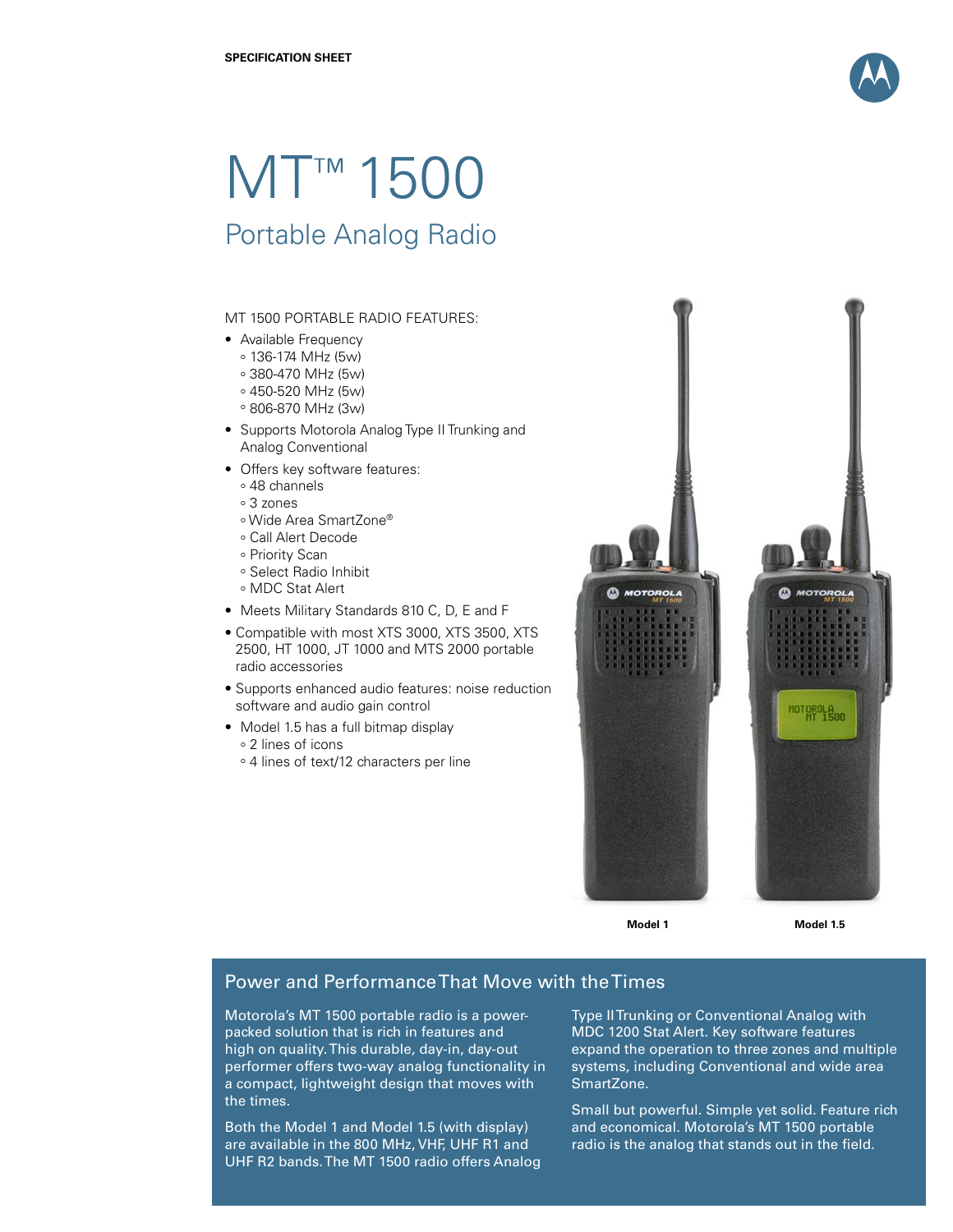SPECIFICATION SHEET

# MT™ 1500

## Portable Analog Radio

MT 1500 PORTABLE RADIO FEATURES:

- Available Frequency
  - 136-174 MHz (5w)
  - 380-470 MHz (5w)
  - 450-520 MHz (5w)
  - 806-870 MHz (3w)
- Supports Motorola Analog Type II Trunking and Analog Conventional
- Offers key software features:
  - 48 channels
  - 3 zones
  - Wide Area SmartZone®
  - Call Alert Decode
  - Priority Scan
  - Select Radio Inhibit
  - MDC Stat Alert
- Meets Military Standards 810 C, D, E and F
- Compatible with most XTS 3000, XTS 3500, XTS 2500, HT 1000, JT 1000 and MTS 2000 portable radio accessories
- Supports enhanced audio features: noise reduction software and audio gain control
- Model 1.5 has a full bitmap display
  - 2 lines of icons
  - 4 lines of text/12 characters per line

**Model 1** **Model 1.5**

## Power and Performance That Move with the Times

Motorola's MT 1500 portable radio is a power-packed solution that is rich in features and high on quality. This durable, day-in, day-out performer offers two-way analog functionality in a compact, lightweight design that moves with the times.

Both the Model 1 and Model 1.5 (with display) are available in the 800 MHz, VHF, UHF R1 and UHF R2 bands. The MT 1500 radio offers Analog Type II Trunking or Conventional Analog with MDC 1200 Stat Alert. Key software features expand the operation to three zones and multiple systems, including Conventional and wide area SmartZone.

Small but powerful. Simple yet solid. Feature rich and economical. Motorola's MT 1500 portable radio is the analog that stands out in the field.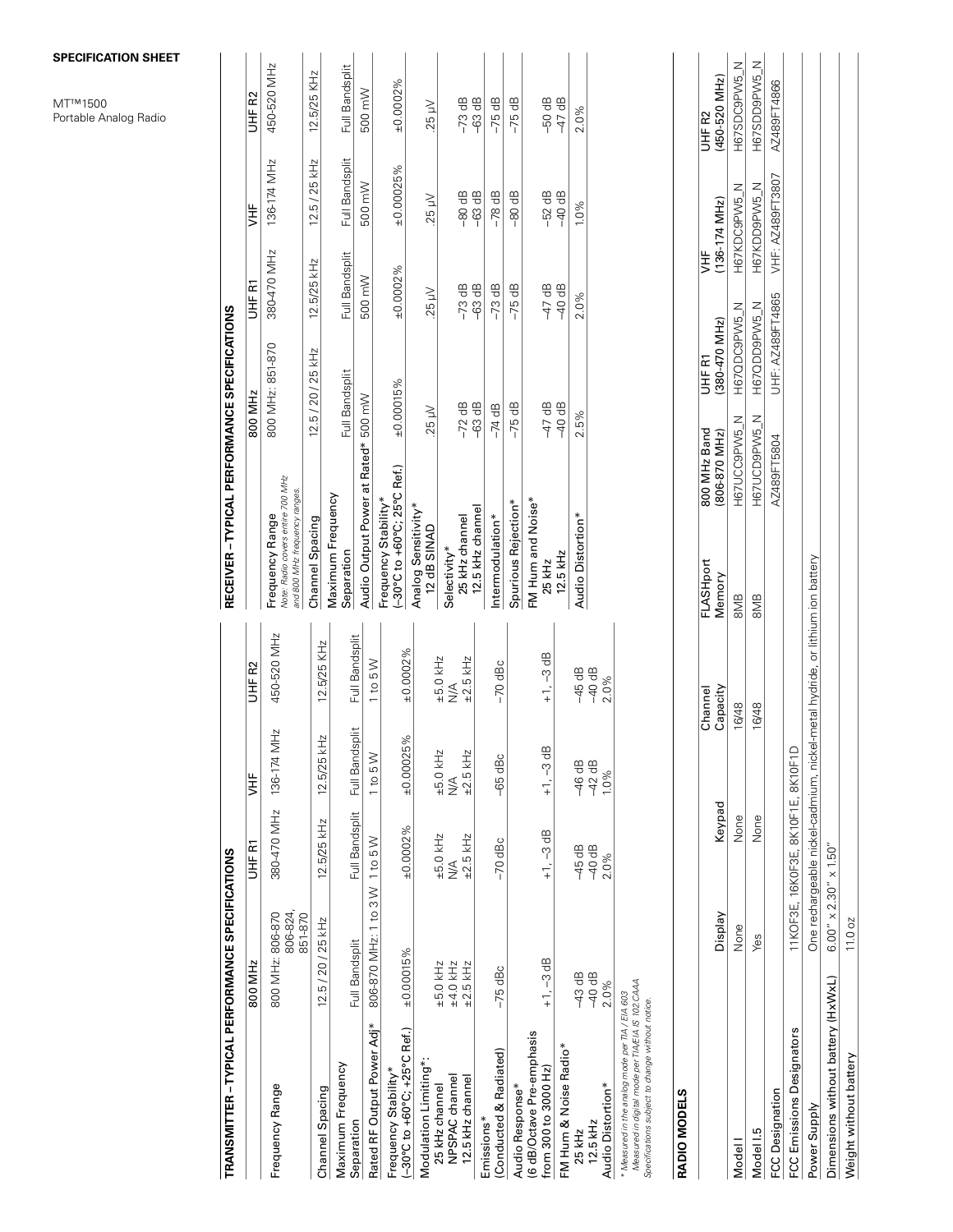**SPECIFICATION SHEET**

MT™1500
Portable Analog Radio

## TRANSMITTER – TYPICAL PERFORMANCE SPECIFICATIONS

| | 800 MHz | UHF R1 | VHF | UHF R2 |
|---|---|---|---|---|
| Frequency Range | 800 MHz: 806-870 806-824, 851-870 | 380-470 MHz | 136-174 MHz | 450-520 MHz |
| Channel Spacing | 12.5 / 20 / 25 kHz | 12.5/25 kHz | 12.5/25 kHz | 12.5/25 KHz |
| Maximum Frequency Separation | Full Bandsplit | Full Bandsplit | Full Bandsplit | Full Bandsplit |
| Rated RF Output Power Adj* | 806-870 MHz: 1 to 3 W | 1 to 5 W | 1 to 5 W | 1 to 5 W |
| Frequency Stability* (–30°C to +60°C; +25°C Ref.) | ±0.00015% | ±0.0002% | ±0.00025% | ±0.0002% |
| Modulation Limiting*: 25 kHz channel / NPSPAC channel / 12.5 kHz channel | ±5.0 kHz / ±4.0 kHz / ±2.5 kHz | ±5.0 kHz / N/A / ±2.5 kHz | ±5.0 kHz / N/A / ±2.5 kHz | ±5.0 kHz / N/A / ±2.5 kHz |
| Emissions* (Conducted & Radiated) | –75 dBc | –70 dBc | –65 dBc | –70 dBc |
| Audio Response* (6 dB/Octave Pre-emphasis from 300 to 3000 Hz) | +1, –3 dB | +1, –3 dB | +1, –3 dB | +1, –3 dB |
| FM Hum & Noise Radio*: 25 kHz / 12.5 kHz | –43 dB / –40 dB | –45 dB / –40 dB | –46 dB / –42 dB | –45 dB / –40 dB |
| Audio Distortion* | 2.0% | 2.0% | 1.0% | 2.0% |

\* Measured in the analog mode per TIA / EIA 603
Measured in digital mode per TIA/EIA IS 102.CAAA
Specifications subject to change without notice.

## RECEIVER – TYPICAL PERFORMANCE SPECIFICATIONS

| | 800 MHz | UHF R1 | VHF | UHF R2 |
|---|---|---|---|---|
| Frequency Range<br>*Note: Radio covers entire 700 MHz and 800 MHz frequency ranges.* | 800 MHz: 851-870 | 380-470 MHz | 136-174 MHz | 450-520 MHz |
| Channel Spacing | 12.5 / 20 / 25 kHz | 12.5/25 kHz | 12.5 / 25 kHz | 12.5/25 KHz |
| Maximum Frequency Separation | Full Bandsplit | Full Bandsplit | Full Bandsplit | Full Bandsplit |
| Audio Output Power at Rated* | 500 mW | 500 mW | 500 mW | 500 mW |
| Frequency Stability* (–30°C to +60°C; 25°C Ref.) | ±0.00015% | ±0.0002% | ±0.00025% | ±0.0002% |
| Analog Sensitivity* 12 dB SINAD | .25 µV | .25 µV | .25 µV | .25 µV |
| Selectivity*: 25 kHz channel / 12.5 kHz channel | –72 dB / –63 dB | –73 dB / –63 dB | –80 dB / –63 dB | –73 dB / –63 dB |
| Intermodulation* | –74 dB | –73 dB | –78 dB | –75 dB |
| Spurious Rejection* | –75 dB | –75 dB | –80 dB | –75 dB |
| FM Hum and Noise*: 25 kHz / 12.5 kHz | –47 dB / –40 dB | –47 dB / –40 dB | –52 dB / –40 dB | –50 dB / –47 dB |
| Audio Distortion* | 2.5% | 2.0% | 1.0% | 2.0% |

## RADIO MODELS

| | Display | Keypad | Channel Capacity | FLASHport Memory | 800 MHz Band (806-870 MHz) | UHF R1 (380-470 MHz) | VHF (136-174 MHz) | UHF R2 (450-520 MHz) |
|---|---|---|---|---|---|---|---|---|
| Model I | None | None | 16/48 | 8MB | H67UCC9PW5_N | H67QDC9PW5_N | H67KDC9PW5_N | H67SDC9PW5_N |
| Model I.5 | Yes | None | 16/48 | 8MB | H67UCD9PW5_N | H67QDD9PW5_N | H67KDD9PW5_N | H67SDD9PW5_N |
| FCC Designation | | | | | AZ489FT5804 | UHF: AZ489FT4865 | VHF: AZ489FT3807 | AZ489FT4866 |
| FCC Emissions Designators | 11K0F3E, 16K0F3E, 8K10F1E, 8K10F1D | | | | | | | |
| Power Supply | One rechargeable nickel-cadmium, nickel-metal hydride, or lithium ion battery | | | | | | | |
| Dimensions without battery (HxWxL) | 6.00" x 2.30" x 1.50" | | | | | | | |
| Weight without battery | 11.0 oz | | | | | | | |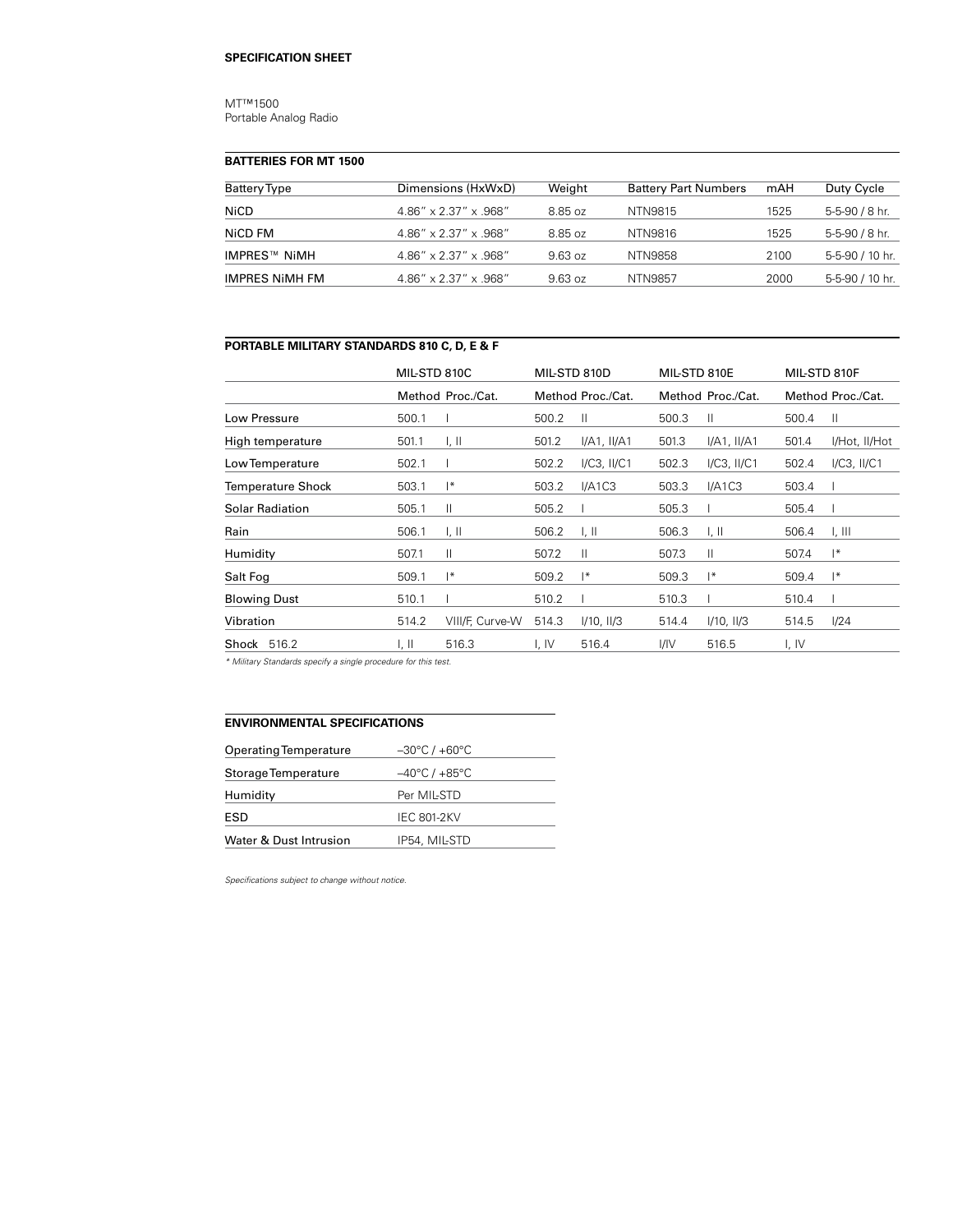**SPECIFICATION SHEET**

MT™1500
Portable Analog Radio

## BATTERIES FOR MT 1500

| Battery Type | Dimensions (HxWxD) | Weight | Battery Part Numbers | mAH | Duty Cycle |
|---|---|---|---|---|---|
| NiCD | 4.86" x 2.37" x .968" | 8.85 oz | NTN9815 | 1525 | 5-5-90 / 8 hr. |
| NiCD FM | 4.86" x 2.37" x .968" | 8.85 oz | NTN9816 | 1525 | 5-5-90 / 8 hr. |
| IMPRES™ NiMH | 4.86" x 2.37" x .968" | 9.63 oz | NTN9858 | 2100 | 5-5-90 / 10 hr. |
| IMPRES NiMH FM | 4.86" x 2.37" x .968" | 9.63 oz | NTN9857 | 2000 | 5-5-90 / 10 hr. |

## PORTABLE MILITARY STANDARDS 810 C, D, E & F

| | MIL-STD 810C | | MIL-STD 810D | | MIL-STD 810E | | MIL-STD 810F | |
|---|---|---|---|---|---|---|---|---|
| | Method | Proc./Cat. | Method | Proc./Cat. | Method | Proc./Cat. | Method | Proc./Cat. |
| Low Pressure | 500.1 | I | 500.2 | II | 500.3 | II | 500.4 | II |
| High temperature | 501.1 | I, II | 501.2 | I/A1, II/A1 | 501.3 | I/A1, II/A1 | 501.4 | I/Hot, II/Hot |
| Low Temperature | 502.1 | I | 502.2 | I/C3, II/C1 | 502.3 | I/C3, II/C1 | 502.4 | I/C3, II/C1 |
| Temperature Shock | 503.1 | I* | 503.2 | I/A1C3 | 503.3 | I/A1C3 | 503.4 | I |
| Solar Radiation | 505.1 | II | 505.2 | I | 505.3 | I | 505.4 | I |
| Rain | 506.1 | I, II | 506.2 | I, II | 506.3 | I, II | 506.4 | I, III |
| Humidity | 507.1 | II | 507.2 | II | 507.3 | II | 507.4 | I* |
| Salt Fog | 509.1 | I* | 509.2 | I* | 509.3 | I* | 509.4 | I* |
| Blowing Dust | 510.1 | I | 510.2 | I | 510.3 | I | 510.4 | I |
| Vibration | 514.2 | VIII/F, Curve-W | 514.3 | I/10, II/3 | 514.4 | I/10, II/3 | 514.5 | I/24 |
| Shock | 516.2 | I, II | 516.3 | I, IV | 516.4 | I/IV | 516.5 | I, IV |

*\* Military Standards specify a single procedure for this test.*

## ENVIRONMENTAL SPECIFICATIONS

| | |
|---|---|
| Operating Temperature | –30°C / +60°C |
| Storage Temperature | –40°C / +85°C |
| Humidity | Per MIL-STD |
| ESD | IEC 801-2KV |
| Water & Dust Intrusion | IP54, MIL-STD |

*Specifications subject to change without notice.*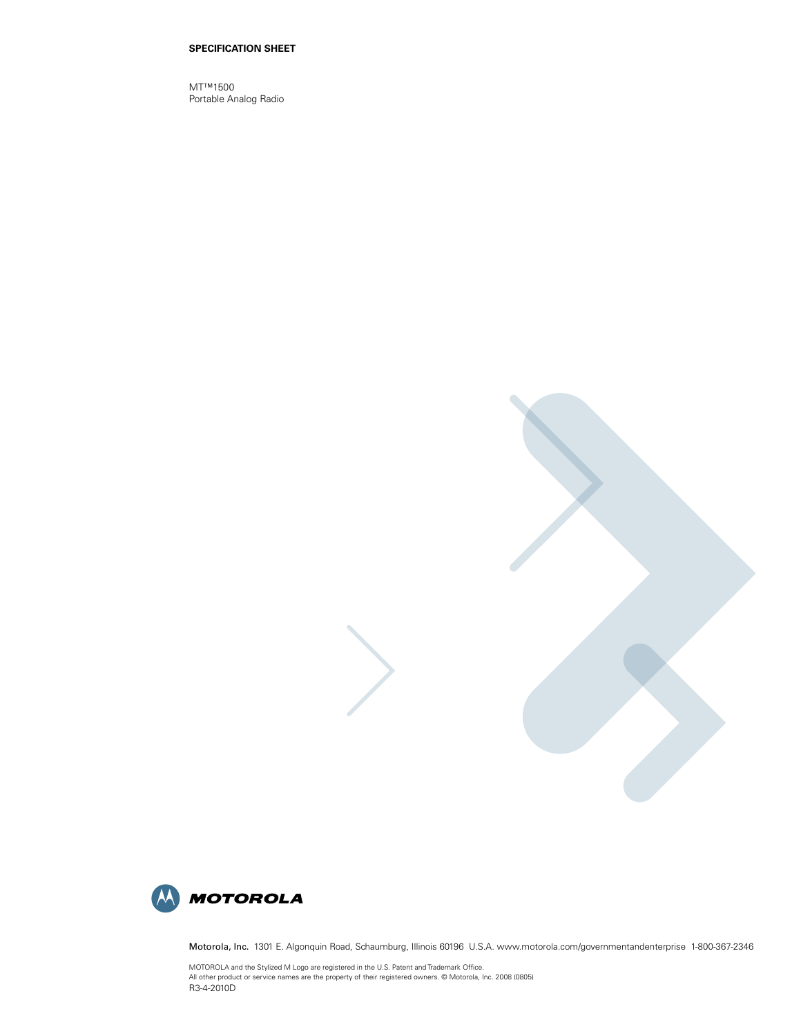**SPECIFICATION SHEET**

MT™1500
Portable Analog Radio

MOTOROLA

Motorola, Inc. 1301 E. Algonquin Road, Schaumburg, Illinois 60196 U.S.A. www.motorola.com/governmentandenterprise 1-800-367-2346

MOTOROLA and the Stylized M Logo are registered in the U.S. Patent and Trademark Office.
All other product or service names are the property of their registered owners. © Motorola, Inc. 2008 (0805)
R3-4-2010D